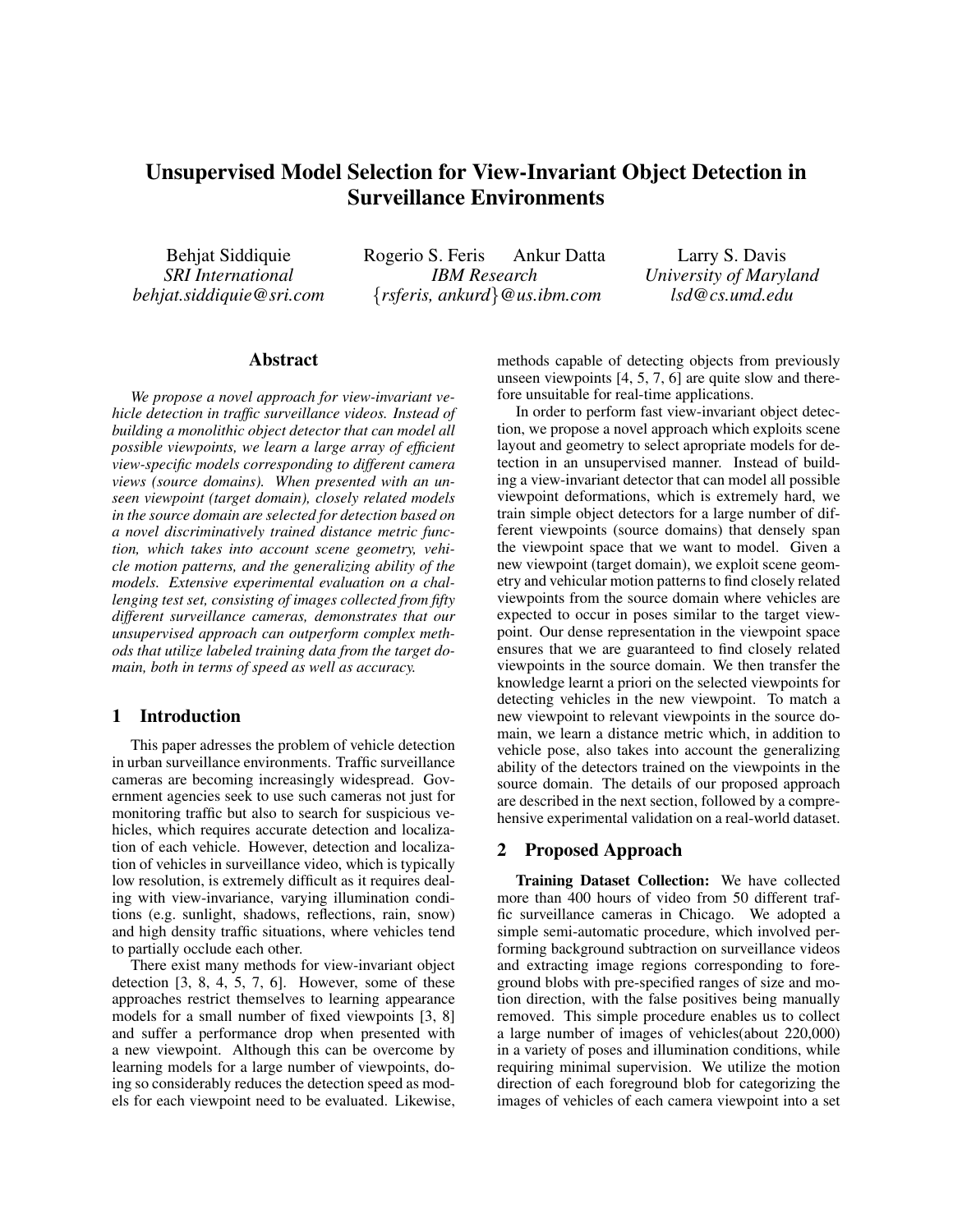# Unsupervised Model Selection for View-Invariant Object Detection in Surveillance Environments

Behjat Siddiquie
*SRI International*
*behjat.siddiquie@sri.com*

Rogerio S. Feris  Ankur Datta
*IBM Research*
*{rsferis, ankurd}@us.ibm.com*

Larry S. Davis
*University of Maryland*
*lsd@cs.umd.edu*

## Abstract

*We propose a novel approach for view-invariant vehicle detection in traffic surveillance videos. Instead of building a monolithic object detector that can model all possible viewpoints, we learn a large array of efficient view-specific models corresponding to different camera views (source domains). When presented with an unseen viewpoint (target domain), closely related models in the source domain are selected for detection based on a novel discriminatively trained distance metric function, which takes into account scene geometry, vehicle motion patterns, and the generalizing ability of the models. Extensive experimental evaluation on a challenging test set, consisting of images collected from fifty different surveillance cameras, demonstrates that our unsupervised approach can outperform complex methods that utilize labeled training data from the target domain, both in terms of speed as well as accuracy.*

## 1 Introduction

This paper adresses the problem of vehicle detection in urban surveillance environments. Traffic surveillance cameras are becoming increasingly widespread. Government agencies seek to use such cameras not just for monitoring traffic but also to search for suspicious vehicles, which requires accurate detection and localization of each vehicle. However, detection and localization of vehicles in surveillance video, which is typically low resolution, is extremely difficult as it requires dealing with view-invariance, varying illumination conditions (e.g. sunlight, shadows, reflections, rain, snow) and high density traffic situations, where vehicles tend to partially occlude each other.

There exist many methods for view-invariant object detection [3, 8, 4, 5, 7, 6]. However, some of these approaches restrict themselves to learning appearance models for a small number of fixed viewpoints [3, 8] and suffer a performance drop when presented with a new viewpoint. Although this can be overcome by learning models for a large number of viewpoints, doing so considerably reduces the detection speed as models for each viewpoint need to be evaluated. Likewise, methods capable of detecting objects from previously unseen viewpoints [4, 5, 7, 6] are quite slow and therefore unsuitable for real-time applications.

In order to perform fast view-invariant object detection, we propose a novel approach which exploits scene layout and geometry to select apropriate models for detection in an unsupervised manner. Instead of building a view-invariant detector that can model all possible viewpoint deformations, which is extremely hard, we train simple object detectors for a large number of different viewpoints (source domains) that densely span the viewpoint space that we want to model. Given a new viewpoint (target domain), we exploit scene geometry and vehicular motion patterns to find closely related viewpoints from the source domain where vehicles are expected to occur in poses similar to the target viewpoint. Our dense representation in the viewpoint space ensures that we are guaranteed to find closely related viewpoints in the source domain. We then transfer the knowledge learnt a priori on the selected viewpoints for detecting vehicles in the new viewpoint. To match a new viewpoint to relevant viewpoints in the source domain, we learn a distance metric which, in addition to vehicle pose, also takes into account the generalizing ability of the detectors trained on the viewpoints in the source domain. The details of our proposed approach are described in the next section, followed by a comprehensive experimental validation on a real-world dataset.

## 2 Proposed Approach

**Training Dataset Collection:** We have collected more than 400 hours of video from 50 different traffic surveillance cameras in Chicago. We adopted a simple semi-automatic procedure, which involved performing background subtraction on surveillance videos and extracting image regions corresponding to foreground blobs with pre-specified ranges of size and motion direction, with the false positives being manually removed. This simple procedure enables us to collect a large number of images of vehicles(about 220,000) in a variety of poses and illumination conditions, while requiring minimal supervision. We utilize the motion direction of each foreground blob for categorizing the images of vehicles of each camera viewpoint into a set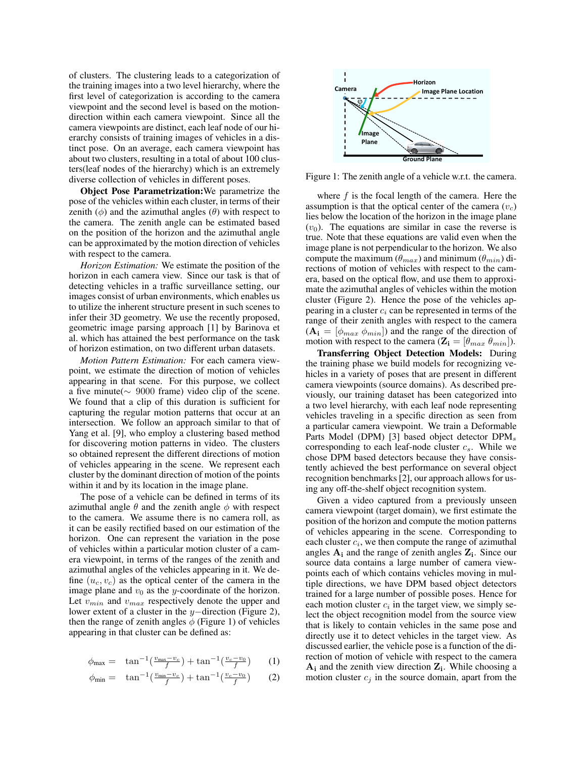of clusters. The clustering leads to a categorization of the training images into a two level hierarchy, where the first level of categorization is according to the camera viewpoint and the second level is based on the motion-direction within each camera viewpoint. Since all the camera viewpoints are distinct, each leaf node of our hierarchy consists of training images of vehicles in a distinct pose. On an average, each camera viewpoint has about two clusters, resulting in a total of about 100 clusters(leaf nodes of the hierarchy) which is an extremely diverse collection of vehicles in different poses.

**Object Pose Parametrization:** We parametrize the pose of the vehicles within each cluster, in terms of their zenith ($\phi$) and the azimuthal angles ($\theta$) with respect to the camera. The zenith angle can be estimated based on the position of the horizon and the azimuthal angle can be approximated by the motion direction of vehicles with respect to the camera.

*Horizon Estimation:* We estimate the position of the horizon in each camera view. Since our task is that of detecting vehicles in a traffic surveillance setting, our images consist of urban environments, which enables us to utilize the inherent structure present in such scenes to infer their 3D geometry. We use the recently proposed, geometric image parsing approach [1] by Barinova et al. which has attained the best performance on the task of horizon estimation, on two different urban datasets.

*Motion Pattern Estimation:* For each camera viewpoint, we estimate the direction of motion of vehicles appearing in that scene. For this purpose, we collect a five minute($\sim$ 9000 frame) video clip of the scene. We found that a clip of this duration is sufficient for capturing the regular motion patterns that occur at an intersection. We follow an approach similar to that of Yang et al. [9], who employ a clustering based method for discovering motion patterns in video. The clusters so obtained represent the different directions of motion of vehicles appearing in the scene. We represent each cluster by the dominant direction of motion of the points within it and by its location in the image plane.

The pose of a vehicle can be defined in terms of its azimuthal angle $\theta$ and the zenith angle $\phi$ with respect to the camera. We assume there is no camera roll, as it can be easily rectified based on our estimation of the horizon. One can represent the variation in the pose of vehicles within a particular motion cluster of a camera viewpoint, in terms of the ranges of the zenith and azimuthal angles of the vehicles appearing in it. We define $(u_c, v_c)$ as the optical center of the camera in the image plane and $v_0$ as the $y$-coordinate of the horizon. Let $v_{min}$ and $v_{max}$ respectively denote the upper and lower extent of a cluster in the $y-$direction (Figure 2), then the range of zenith angles $\phi$ (Figure 1) of vehicles appearing in that cluster can be defined as:

$$\phi_{\max} = \tan^{-1}\left(\frac{v_{\max}-v_c}{f}\right) + \tan^{-1}\left(\frac{v_c-v_0}{f}\right) \tag{1}$$

$$\phi_{\min} = \tan^{-1}\left(\frac{v_{\min}-v_c}{f}\right) + \tan^{-1}\left(\frac{v_c-v_0}{f}\right) \tag{2}$$

Figure 1: The zenith angle of a vehicle w.r.t. the camera.

where $f$ is the focal length of the camera. Here the assumption is that the optical center of the camera ($v_c$) lies below the location of the horizon in the image plane ($v_0$). The equations are similar in case the reverse is true. Note that these equations are valid even when the image plane is not perpendicular to the horizon. We also compute the maximum ($\theta_{max}$) and minimum ($\theta_{min}$) directions of motion of vehicles with respect to the camera, based on the optical flow, and use them to approximate the azimuthal angles of vehicles within the motion cluster (Figure 2). Hence the pose of the vehicles appearing in a cluster $c_i$ can be represented in terms of the range of their zenith angles with respect to the camera ($\mathbf{A_i} = [\phi_{max}\ \phi_{min}]$) and the range of the direction of motion with respect to the camera ($\mathbf{Z_i} = [\theta_{max}\ \theta_{min}]$).

**Transferring Object Detection Models:** During the training phase we build models for recognizing vehicles in a variety of poses that are present in different camera viewpoints (source domains). As described previously, our training dataset has been categorized into a two level hierarchy, with each leaf node representing vehicles traveling in a specific direction as seen from a particular camera viewpoint. We train a Deformable Parts Model (DPM) [3] based object detector DPM$_s$ corresponding to each leaf-node cluster $c_s$. While we chose DPM based detectors because they have consistently achieved the best performance on several object recognition benchmarks [2], our approach allows for using any off-the-shelf object recognition system.

Given a video captured from a previously unseen camera viewpoint (target domain), we first estimate the position of the horizon and compute the motion patterns of vehicles appearing in the scene. Corresponding to each cluster $c_i$, we then compute the range of azimuthal angles $\mathbf{A_i}$ and the range of zenith angles $\mathbf{Z_i}$. Since our source data contains a large number of camera viewpoints each of which contains vehicles moving in multiple directions, we have DPM based object detectors trained for a large number of possible poses. Hence for each motion cluster $c_i$ in the target view, we simply select the object recognition model from the source view that is likely to contain vehicles in the same pose and directly use it to detect vehicles in the target view. As discussed earlier, the vehicle pose is a function of the direction of motion of vehicle with respect to the camera $\mathbf{A_i}$ and the zenith view direction $\mathbf{Z_i}$. While choosing a motion cluster $c_j$ in the source domain, apart from the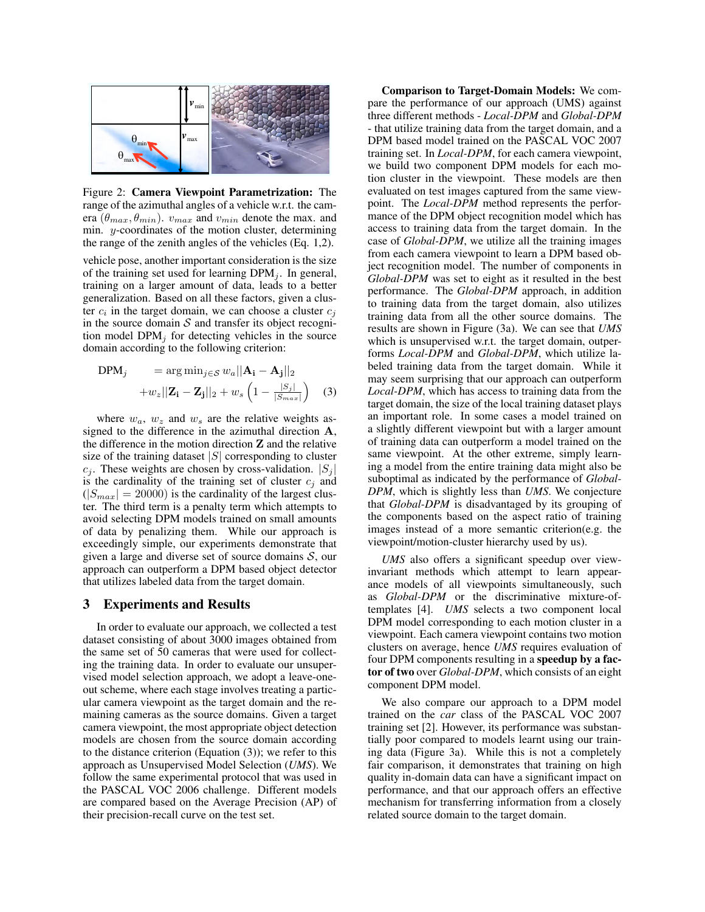Figure 2: **Camera Viewpoint Parametrization:** The range of the azimuthal angles of a vehicle w.r.t. the camera ($\theta_{max}, \theta_{min}$). $v_{max}$ and $v_{min}$ denote the max. and min. $y$-coordinates of the motion cluster, determining the range of the zenith angles of the vehicles (Eq. 1,2).

vehicle pose, another important consideration is the size of the training set used for learning $\text{DPM}_j$. In general, training on a larger amount of data, leads to a better generalization. Based on all these factors, given a cluster $c_i$ in the target domain, we can choose a cluster $c_j$ in the source domain $\mathcal{S}$ and transfer its object recognition model $\text{DPM}_j$ for detecting vehicles in the source domain according to the following criterion:

$$\begin{aligned} \text{DPM}_j \quad &= \arg\min_{j \in \mathcal{S}} w_a ||\mathbf{A_i} - \mathbf{A_j}||_2 \\ &+ w_z ||\mathbf{Z_i} - \mathbf{Z_j}||_2 + w_s \left(1 - \frac{|S_j|}{|S_{max}|}\right) \quad (3) \end{aligned}$$

where $w_a$, $w_z$ and $w_s$ are the relative weights assigned to the difference in the azimuthal direction $\mathbf{A}$, the difference in the motion direction $\mathbf{Z}$ and the relative size of the training dataset $|S|$ corresponding to cluster $c_j$. These weights are chosen by cross-validation. $|S_j|$ is the cardinality of the training set of cluster $c_j$ and ($|S_{max}| = 20000$) is the cardinality of the largest cluster. The third term is a penalty term which attempts to avoid selecting DPM models trained on small amounts of data by penalizing them. While our approach is exceedingly simple, our experiments demonstrate that given a large and diverse set of source domains $\mathcal{S}$, our approach can outperform a DPM based object detector that utilizes labeled data from the target domain.

## 3 Experiments and Results

In order to evaluate our approach, we collected a test dataset consisting of about 3000 images obtained from the same set of 50 cameras that were used for collecting the training data. In order to evaluate our unsupervised model selection approach, we adopt a leave-one-out scheme, where each stage involves treating a particular camera viewpoint as the target domain and the remaining cameras as the source domains. Given a target camera viewpoint, the most appropriate object detection models are chosen from the source domain according to the distance criterion (Equation (3)); we refer to this approach as Unsupervised Model Selection (*UMS*). We follow the same experimental protocol that was used in the PASCAL VOC 2006 challenge. Different models are compared based on the Average Precision (AP) of their precision-recall curve on the test set.

**Comparison to Target-Domain Models:** We compare the performance of our approach (UMS) against three different methods - *Local-DPM* and *Global-DPM* - that utilize training data from the target domain, and a DPM based model trained on the PASCAL VOC 2007 training set. In *Local-DPM*, for each camera viewpoint, we build two component DPM models for each motion cluster in the viewpoint. These models are then evaluated on test images captured from the same viewpoint. The *Local-DPM* method represents the performance of the DPM object recognition model which has access to training data from the target domain. In the case of *Global-DPM*, we utilize all the training images from each camera viewpoint to learn a DPM based object recognition model. The number of components in *Global-DPM* was set to eight as it resulted in the best performance. The *Global-DPM* approach, in addition to training data from the target domain, also utilizes training data from all the other source domains. The results are shown in Figure (3a). We can see that *UMS* which is unsupervised w.r.t. the target domain, outperforms *Local-DPM* and *Global-DPM*, which utilize labeled training data from the target domain. While it may seem surprising that our approach can outperform *Local-DPM*, which has access to training data from the target domain, the size of the local training dataset plays an important role. In some cases a model trained on a slightly different viewpoint but with a larger amount of training data can outperform a model trained on the same viewpoint. At the other extreme, simply learning a model from the entire training data might also be suboptimal as indicated by the performance of *Global-DPM*, which is slightly less than *UMS*. We conjecture that *Global-DPM* is disadvantaged by its grouping of the components based on the aspect ratio of training images instead of a more semantic criterion(e.g. the viewpoint/motion-cluster hierarchy used by us).

*UMS* also offers a significant speedup over view-invariant methods which attempt to learn appearance models of all viewpoints simultaneously, such as *Global-DPM* or the discriminative mixture-of-templates [4]. *UMS* selects a two component local DPM model corresponding to each motion cluster in a viewpoint. Each camera viewpoint contains two motion clusters on average, hence *UMS* requires evaluation of four DPM components resulting in a **speedup by a factor of two** over *Global-DPM*, which consists of an eight component DPM model.

We also compare our approach to a DPM model trained on the *car* class of the PASCAL VOC 2007 training set [2]. However, its performance was substantially poor compared to models learnt using our training data (Figure 3a). While this is not a completely fair comparison, it demonstrates that training on high quality in-domain data can have a significant impact on performance, and that our approach offers an effective mechanism for transferring information from a closely related source domain to the target domain.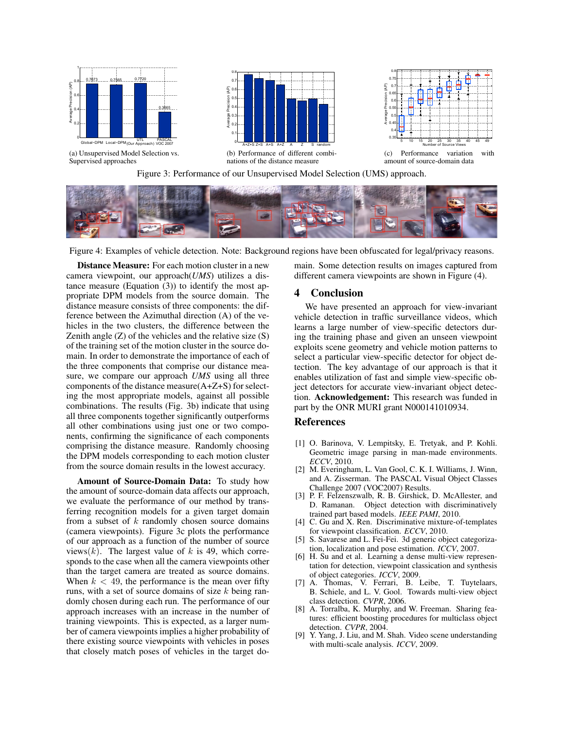Average Precision (AP)
0.7673
0.7565
0.7720
0.3665
Global−DPM
Local−DPM
UTL (Our Approach)
PASCAL VOC 2007

(a) Unsupervised Model Selection vs. Supervised approaches

Average Precision (AP)
A+Z+S Z+S A+S A+Z A Z S random

(b) Performance of different combinations of the distance measure

Average Precision (AP)
Number of Source Views
5 10 15 20 25 30 35 40 45 49

(c) Performance variation with amount of source-domain data

Figure 3: Performance of our Unsupervised Model Selection (UMS) approach.

Figure 4: Examples of vehicle detection. Note: Background regions have been obfuscated for legal/privacy reasons.

**Distance Measure:** For each motion cluster in a new camera viewpoint, our approach(*UMS*) utilizes a distance measure (Equation (3)) to identify the most appropriate DPM models from the source domain. The distance measure consists of three components: the difference between the Azimuthal direction (A) of the vehicles in the two clusters, the difference between the Zenith angle (Z) of the vehicles and the relative size (S) of the training set of the motion cluster in the source domain. In order to demonstrate the importance of each of the three components that comprise our distance measure, we compare our approach *UMS* using all three components of the distance measure(A+Z+S) for selecting the most appropriate models, against all possible combinations. The results (Fig. 3b) indicate that using all three components together significantly outperforms all other combinations using just one or two components, confirming the significance of each components comprising the distance measure. Randomly choosing the DPM models corresponding to each motion cluster from the source domain results in the lowest accuracy.

**Amount of Source-Domain Data:** To study how the amount of source-domain data affects our approach, we evaluate the performance of our method by transferring recognition models for a given target domain from a subset of $k$ randomly chosen source domains (camera viewpoints). Figure 3c plots the performance of our approach as a function of the number of source views($k$). The largest value of $k$ is 49, which corresponds to the case when all the camera viewpoints other than the target camera are treated as source domains. When $k < 49$, the performance is the mean over fifty runs, with a set of source domains of size $k$ being randomly chosen during each run. The performance of our approach increases with an increase in the number of training viewpoints. This is expected, as a larger number of camera viewpoints implies a higher probability of there existing source viewpoints with vehicles in poses that closely match poses of vehicles in the target domain. Some detection results on images captured from different camera viewpoints are shown in Figure (4).

## 4 Conclusion

We have presented an approach for view-invariant vehicle detection in traffic surveillance videos, which learns a large number of view-specific detectors during the training phase and given an unseen viewpoint exploits scene geometry and vehicle motion patterns to select a particular view-specific detector for object detection. The key advantage of our approach is that it enables utilization of fast and simple view-specific object detectors for accurate view-invariant object detection. **Acknowledgement:** This research was funded in part by the ONR MURI grant N000141010934.

## References

[1] O. Barinova, V. Lempitsky, E. Tretyak, and P. Kohli. Geometric image parsing in man-made environments. *ECCV*, 2010.

[2] M. Everingham, L. Van Gool, C. K. I. Williams, J. Winn, and A. Zisserman. The PASCAL Visual Object Classes Challenge 2007 (VOC2007) Results.

[3] P. F. Felzenszwalb, R. B. Girshick, D. McAllester, and D. Ramanan. Object detection with discriminatively trained part based models. *IEEE PAMI*, 2010.

[4] C. Gu and X. Ren. Discriminative mixture-of-templates for viewpoint classification. *ECCV*, 2010.

[5] S. Savarese and L. Fei-Fei. 3d generic object categorization, localization and pose estimation. *ICCV*, 2007.

[6] H. Su and et al. Learning a dense multi-view representation for detection, viewpoint classication and synthesis of object categories. *ICCV*, 2009.

[7] A. Thomas, V. Ferrari, B. Leibe, T. Tuytelaars, B. Schiele, and L. V. Gool. Towards multi-view object class detection. *CVPR*, 2006.

[8] A. Torralba, K. Murphy, and W. Freeman. Sharing features: efficient boosting procedures for multiclass object detection. *CVPR*, 2004.

[9] Y. Yang, J. Liu, and M. Shah. Video scene understanding with multi-scale analysis. *ICCV*, 2009.